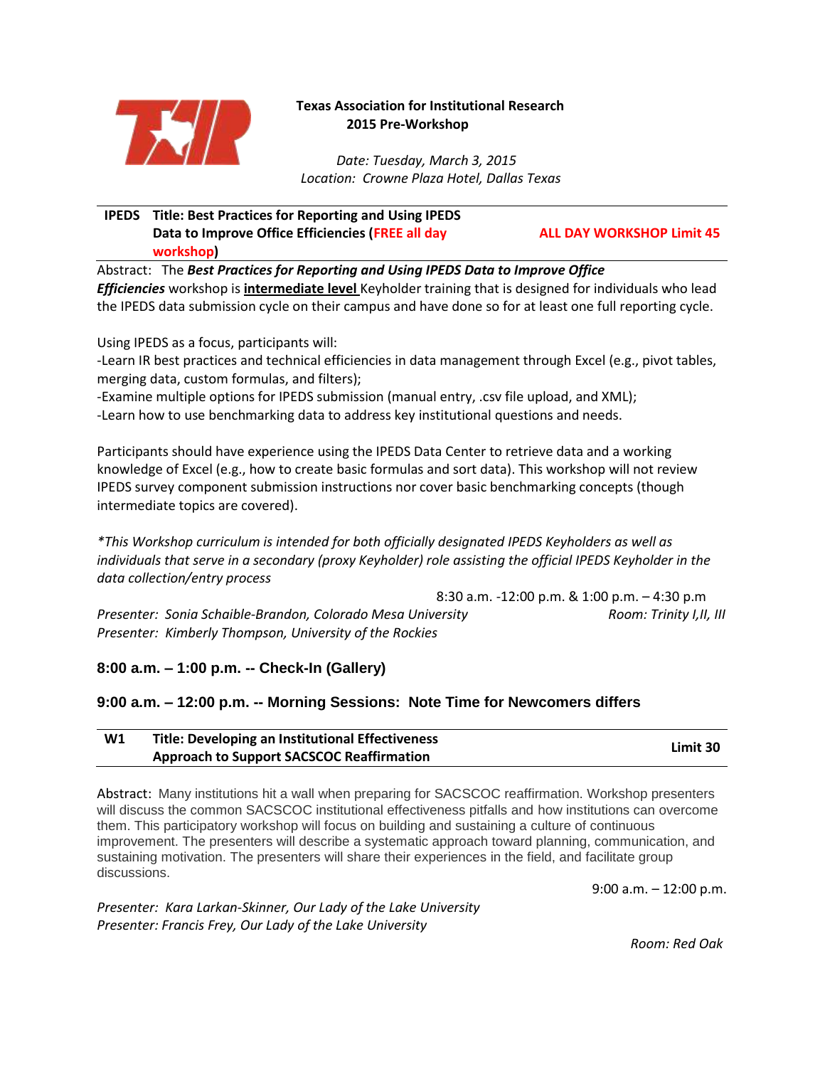**Texas Association for Institutional Research**
**2015 Pre-Workshop**

*Date: Tuesday, March 3, 2015*
*Location: Crowne Plaza Hotel, Dallas Texas*

---

**IPEDS Title: Best Practices for Reporting and Using IPEDS Data to Improve Office Efficiencies (FREE all day workshop)** — **ALL DAY WORKSHOP Limit 45**

Abstract: The ***Best Practices for Reporting and Using IPEDS Data to Improve Office Efficiencies*** workshop is **intermediate level** Keyholder training that is designed for individuals who lead the IPEDS data submission cycle on their campus and have done so for at least one full reporting cycle.

Using IPEDS as a focus, participants will:
-Learn IR best practices and technical efficiencies in data management through Excel (e.g., pivot tables, merging data, custom formulas, and filters);
-Examine multiple options for IPEDS submission (manual entry, .csv file upload, and XML);
-Learn how to use benchmarking data to address key institutional questions and needs.

Participants should have experience using the IPEDS Data Center to retrieve data and a working knowledge of Excel (e.g., how to create basic formulas and sort data). This workshop will not review IPEDS survey component submission instructions nor cover basic benchmarking concepts (though intermediate topics are covered).

*\*This Workshop curriculum is intended for both officially designated IPEDS Keyholders as well as individuals that serve in a secondary (proxy Keyholder) role assisting the official IPEDS Keyholder in the data collection/entry process*

8:30 a.m. -12:00 p.m. & 1:00 p.m. – 4:30 p.m

*Presenter: Sonia Schaible-Brandon, Colorado Mesa University* — *Room: Trinity I,II, III*
*Presenter: Kimberly Thompson, University of the Rockies*

**8:00 a.m. – 1:00 p.m. -- Check-In (Gallery)**

**9:00 a.m. – 12:00 p.m. -- Morning Sessions: Note Time for Newcomers differs**

---

**W1 Title: Developing an Institutional Effectiveness Approach to Support SACSCOC Reaffirmation** — **Limit 30**

---

Abstract: Many institutions hit a wall when preparing for SACSCOC reaffirmation. Workshop presenters will discuss the common SACSCOC institutional effectiveness pitfalls and how institutions can overcome them. This participatory workshop will focus on building and sustaining a culture of continuous improvement. The presenters will describe a systematic approach toward planning, communication, and sustaining motivation. The presenters will share their experiences in the field, and facilitate group discussions.

9:00 a.m. – 12:00 p.m.

*Presenter: Kara Larkan-Skinner, Our Lady of the Lake University*
*Presenter: Francis Frey, Our Lady of the Lake University*

*Room: Red Oak*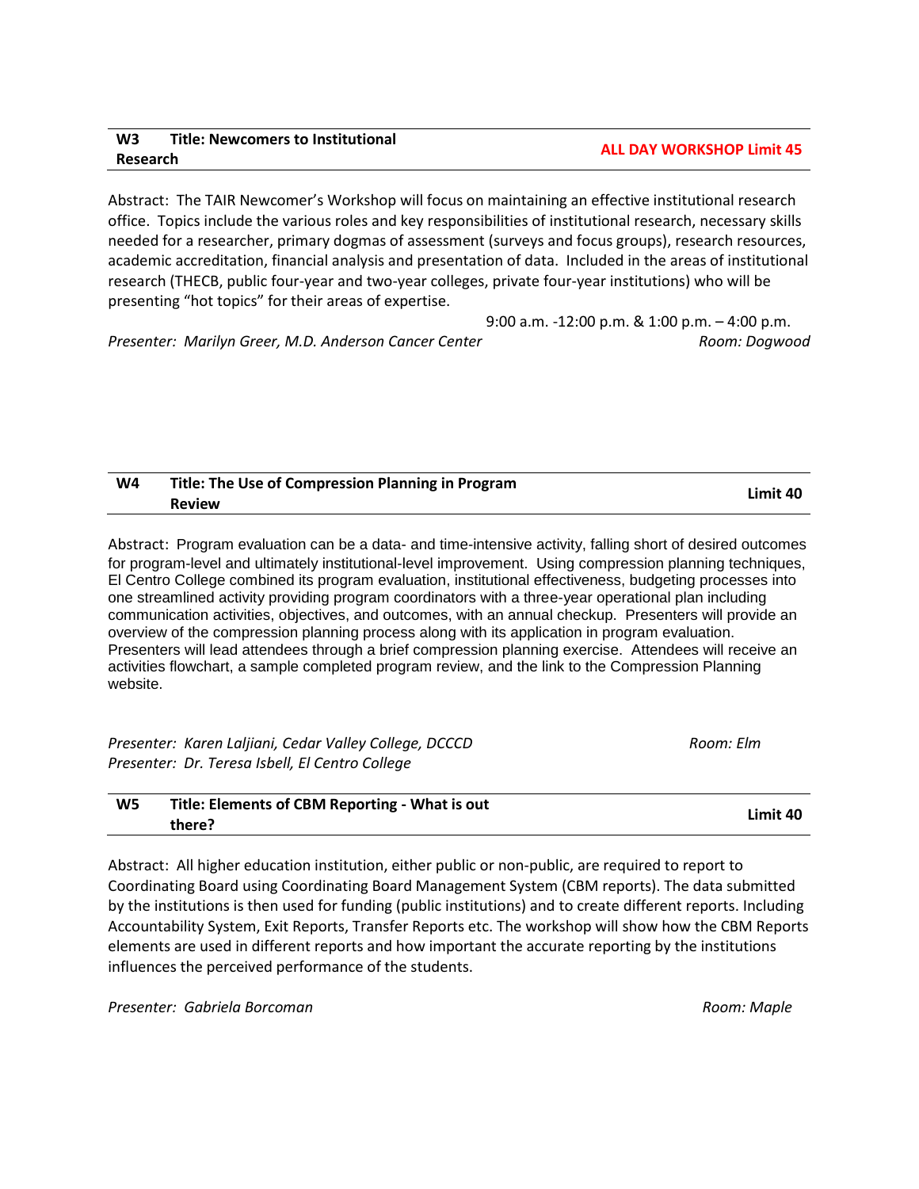## W3 Title: Newcomers to Institutional Research

**ALL DAY WORKSHOP Limit 45**

Abstract: The TAIR Newcomer's Workshop will focus on maintaining an effective institutional research office. Topics include the various roles and key responsibilities of institutional research, necessary skills needed for a researcher, primary dogmas of assessment (surveys and focus groups), research resources, academic accreditation, financial analysis and presentation of data. Included in the areas of institutional research (THECB, public four-year and two-year colleges, private four-year institutions) who will be presenting "hot topics" for their areas of expertise.

9:00 a.m. -12:00 p.m. & 1:00 p.m. – 4:00 p.m.

*Presenter: Marilyn Greer, M.D. Anderson Cancer Center* *Room: Dogwood*

## W4 Title: The Use of Compression Planning in Program Review

**Limit 40**

Abstract: Program evaluation can be a data- and time-intensive activity, falling short of desired outcomes for program-level and ultimately institutional-level improvement. Using compression planning techniques, El Centro College combined its program evaluation, institutional effectiveness, budgeting processes into one streamlined activity providing program coordinators with a three-year operational plan including communication activities, objectives, and outcomes, with an annual checkup. Presenters will provide an overview of the compression planning process along with its application in program evaluation. Presenters will lead attendees through a brief compression planning exercise. Attendees will receive an activities flowchart, a sample completed program review, and the link to the Compression Planning website.

*Presenter: Karen Laljiani, Cedar Valley College, DCCCD* *Room: Elm*
*Presenter: Dr. Teresa Isbell, El Centro College*

## W5 Title: Elements of CBM Reporting - What is out there?

**Limit 40**

Abstract: All higher education institution, either public or non-public, are required to report to Coordinating Board using Coordinating Board Management System (CBM reports). The data submitted by the institutions is then used for funding (public institutions) and to create different reports. Including Accountability System, Exit Reports, Transfer Reports etc. The workshop will show how the CBM Reports elements are used in different reports and how important the accurate reporting by the institutions influences the perceived performance of the students.

*Presenter: Gabriela Borcoman* *Room: Maple*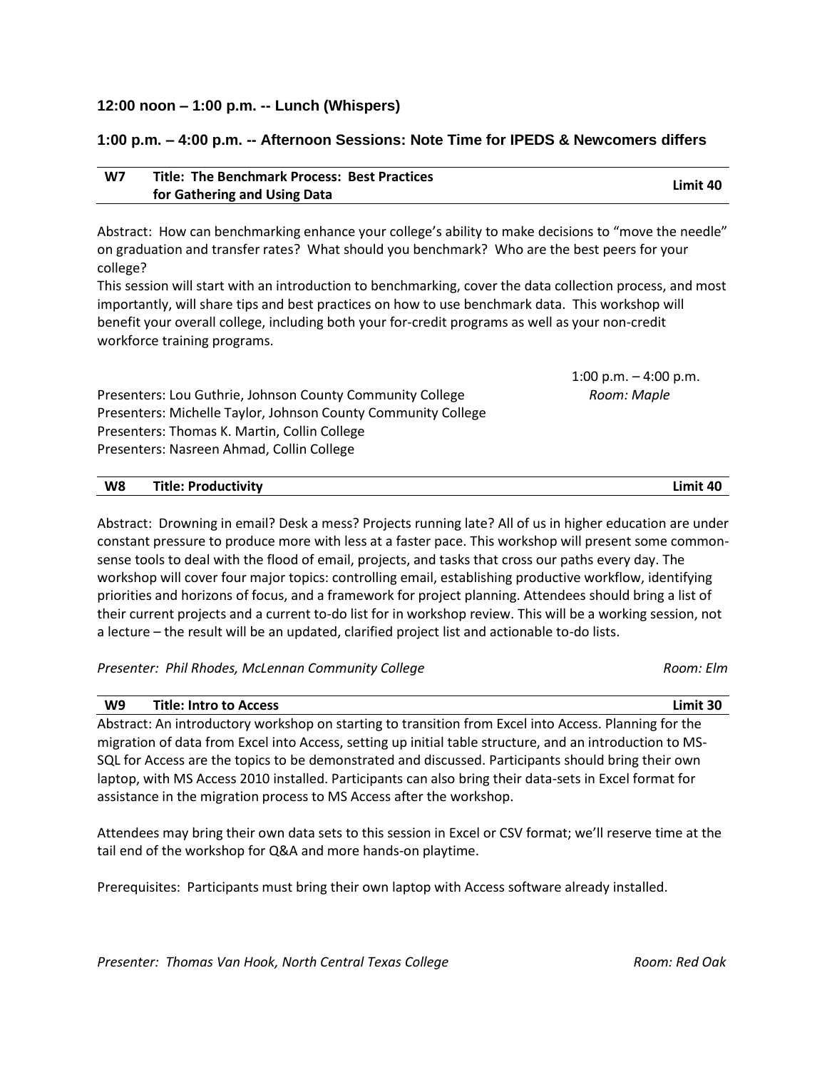### 12:00 noon – 1:00 p.m. -- Lunch (Whispers)

### 1:00 p.m. – 4:00 p.m. -- Afternoon Sessions: Note Time for IPEDS & Newcomers differs

| W7 | Title: The Benchmark Process: Best Practices for Gathering and Using Data | Limit 40 |
|---|---|---|

Abstract: How can benchmarking enhance your college's ability to make decisions to "move the needle" on graduation and transfer rates? What should you benchmark? Who are the best peers for your college?

This session will start with an introduction to benchmarking, cover the data collection process, and most importantly, will share tips and best practices on how to use benchmark data. This workshop will benefit your overall college, including both your for-credit programs as well as your non-credit workforce training programs.

1:00 p.m. – 4:00 p.m.
*Room: Maple*

Presenters: Lou Guthrie, Johnson County Community College
Presenters: Michelle Taylor, Johnson County Community College
Presenters: Thomas K. Martin, Collin College
Presenters: Nasreen Ahmad, Collin College

| W8 | Title: Productivity | Limit 40 |
|---|---|---|

Abstract: Drowning in email? Desk a mess? Projects running late? All of us in higher education are under constant pressure to produce more with less at a faster pace. This workshop will present some common-sense tools to deal with the flood of email, projects, and tasks that cross our paths every day. The workshop will cover four major topics: controlling email, establishing productive workflow, identifying priorities and horizons of focus, and a framework for project planning. Attendees should bring a list of their current projects and a current to-do list for in workshop review. This will be a working session, not a lecture – the result will be an updated, clarified project list and actionable to-do lists.

*Presenter: Phil Rhodes, McLennan Community College* *Room: Elm*

| W9 | Title: Intro to Access | Limit 30 |
|---|---|---|

Abstract: An introductory workshop on starting to transition from Excel into Access. Planning for the migration of data from Excel into Access, setting up initial table structure, and an introduction to MS-SQL for Access are the topics to be demonstrated and discussed. Participants should bring their own laptop, with MS Access 2010 installed. Participants can also bring their data-sets in Excel format for assistance in the migration process to MS Access after the workshop.

Attendees may bring their own data sets to this session in Excel or CSV format; we'll reserve time at the tail end of the workshop for Q&A and more hands-on playtime.

Prerequisites: Participants must bring their own laptop with Access software already installed.

*Presenter: Thomas Van Hook, North Central Texas College* *Room: Red Oak*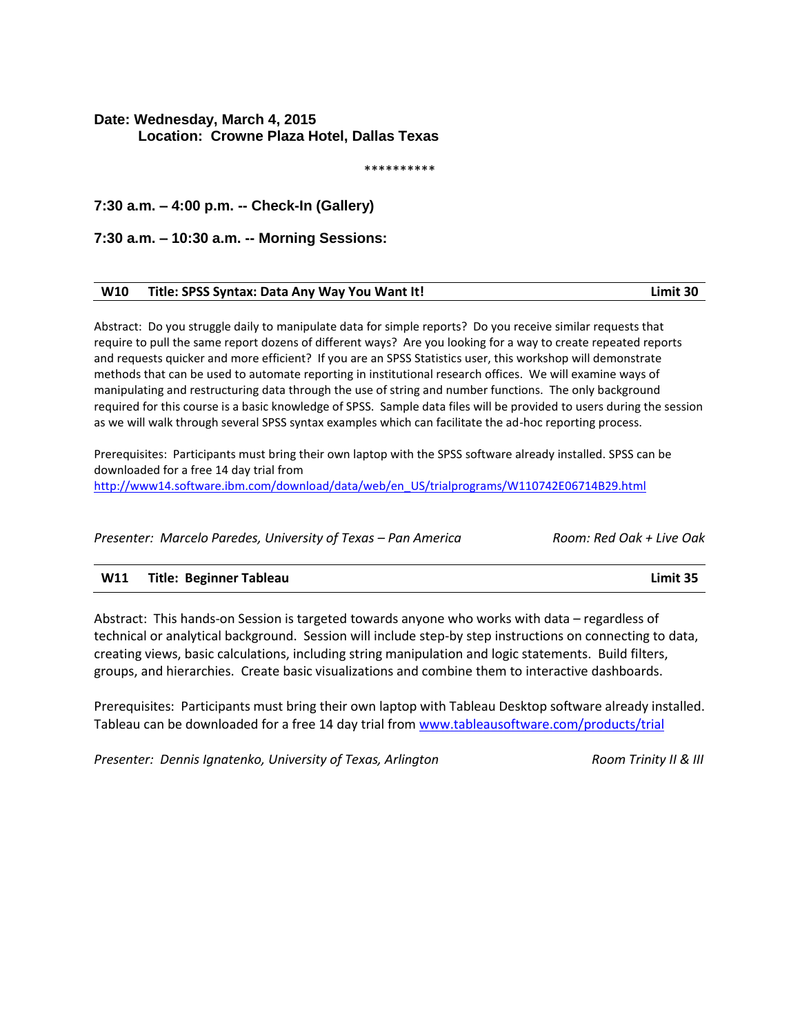**Date: Wednesday, March 4, 2015**
**Location: Crowne Plaza Hotel, Dallas Texas**

**********

### 7:30 a.m. – 4:00 p.m. -- Check-In (Gallery)

### 7:30 a.m. – 10:30 a.m. -- Morning Sessions:

| W10 | Title: SPSS Syntax: Data Any Way You Want It! | Limit 30 |
|---|---|---|

Abstract: Do you struggle daily to manipulate data for simple reports? Do you receive similar requests that require to pull the same report dozens of different ways? Are you looking for a way to create repeated reports and requests quicker and more efficient? If you are an SPSS Statistics user, this workshop will demonstrate methods that can be used to automate reporting in institutional research offices. We will examine ways of manipulating and restructuring data through the use of string and number functions. The only background required for this course is a basic knowledge of SPSS. Sample data files will be provided to users during the session as we will walk through several SPSS syntax examples which can facilitate the ad-hoc reporting process.

Prerequisites: Participants must bring their own laptop with the SPSS software already installed. SPSS can be downloaded for a free 14 day trial from http://www14.software.ibm.com/download/data/web/en_US/trialprograms/W110742E06714B29.html

*Presenter: Marcelo Paredes, University of Texas – Pan America* *Room: Red Oak + Live Oak*

| W11 | Title: Beginner Tableau | Limit 35 |
|---|---|---|

Abstract: This hands-on Session is targeted towards anyone who works with data – regardless of technical or analytical background. Session will include step-by step instructions on connecting to data, creating views, basic calculations, including string manipulation and logic statements. Build filters, groups, and hierarchies. Create basic visualizations and combine them to interactive dashboards.

Prerequisites: Participants must bring their own laptop with Tableau Desktop software already installed. Tableau can be downloaded for a free 14 day trial from www.tableausoftware.com/products/trial

*Presenter: Dennis Ignatenko, University of Texas, Arlington* *Room Trinity II & III*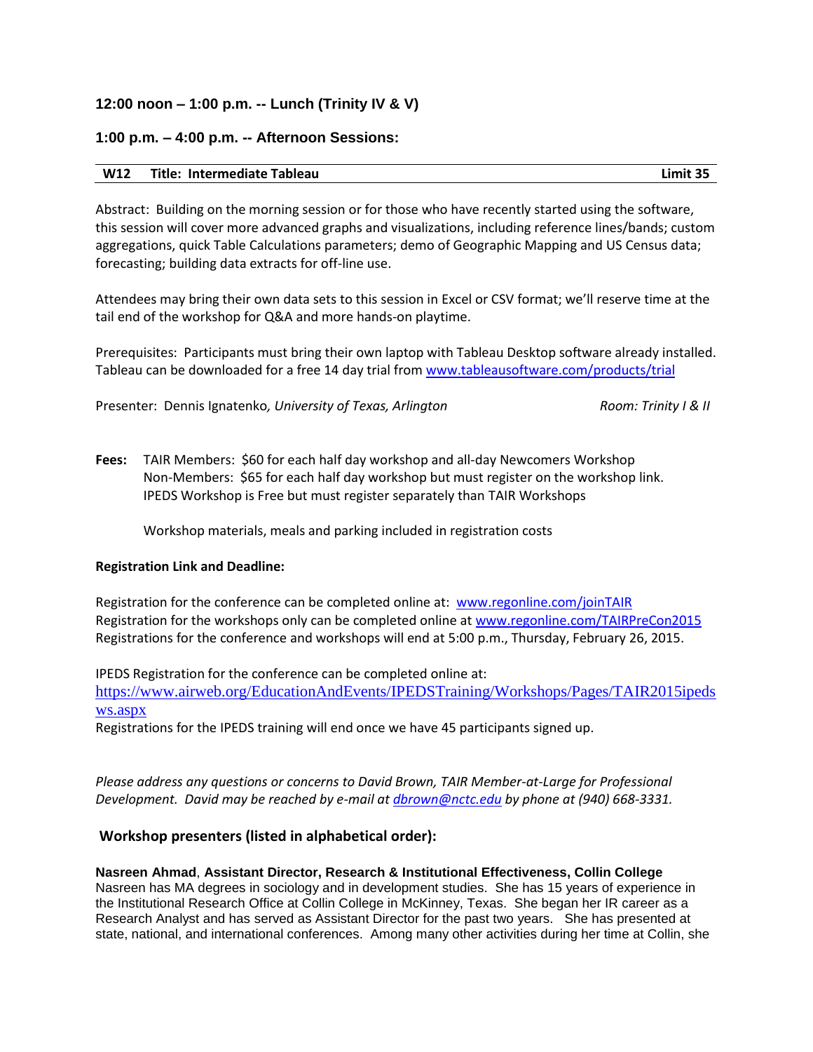### 12:00 noon – 1:00 p.m. -- Lunch (Trinity IV & V)

### 1:00 p.m. – 4:00 p.m. -- Afternoon Sessions:

| W12 | Title: Intermediate Tableau | Limit 35 |
|---|---|---|

Abstract: Building on the morning session or for those who have recently started using the software, this session will cover more advanced graphs and visualizations, including reference lines/bands; custom aggregations, quick Table Calculations parameters; demo of Geographic Mapping and US Census data; forecasting; building data extracts for off-line use.

Attendees may bring their own data sets to this session in Excel or CSV format; we'll reserve time at the tail end of the workshop for Q&A and more hands-on playtime.

Prerequisites: Participants must bring their own laptop with Tableau Desktop software already installed. Tableau can be downloaded for a free 14 day trial from www.tableausoftware.com/products/trial

Presenter: Dennis Ignatenko*, University of Texas, Arlington* *Room: Trinity I & II*

**Fees:** TAIR Members: $60 for each half day workshop and all-day Newcomers Workshop
Non-Members: $65 for each half day workshop but must register on the workshop link.
IPEDS Workshop is Free but must register separately than TAIR Workshops

Workshop materials, meals and parking included in registration costs

**Registration Link and Deadline:**

Registration for the conference can be completed online at: www.regonline.com/joinTAIR
Registration for the workshops only can be completed online at www.regonline.com/TAIRPreCon2015
Registrations for the conference and workshops will end at 5:00 p.m., Thursday, February 26, 2015.

IPEDS Registration for the conference can be completed online at:
https://www.airweb.org/EducationAndEvents/IPEDSTraining/Workshops/Pages/TAIR2015ipedsws.aspx
Registrations for the IPEDS training will end once we have 45 participants signed up.

*Please address any questions or concerns to David Brown, TAIR Member-at-Large for Professional Development. David may be reached by e-mail at dbrown@nctc.edu by phone at (940) 668-3331.*

## Workshop presenters (listed in alphabetical order):

**Nasreen Ahmad**, **Assistant Director, Research & Institutional Effectiveness, Collin College**
Nasreen has MA degrees in sociology and in development studies. She has 15 years of experience in the Institutional Research Office at Collin College in McKinney, Texas. She began her IR career as a Research Analyst and has served as Assistant Director for the past two years. She has presented at state, national, and international conferences. Among many other activities during her time at Collin, she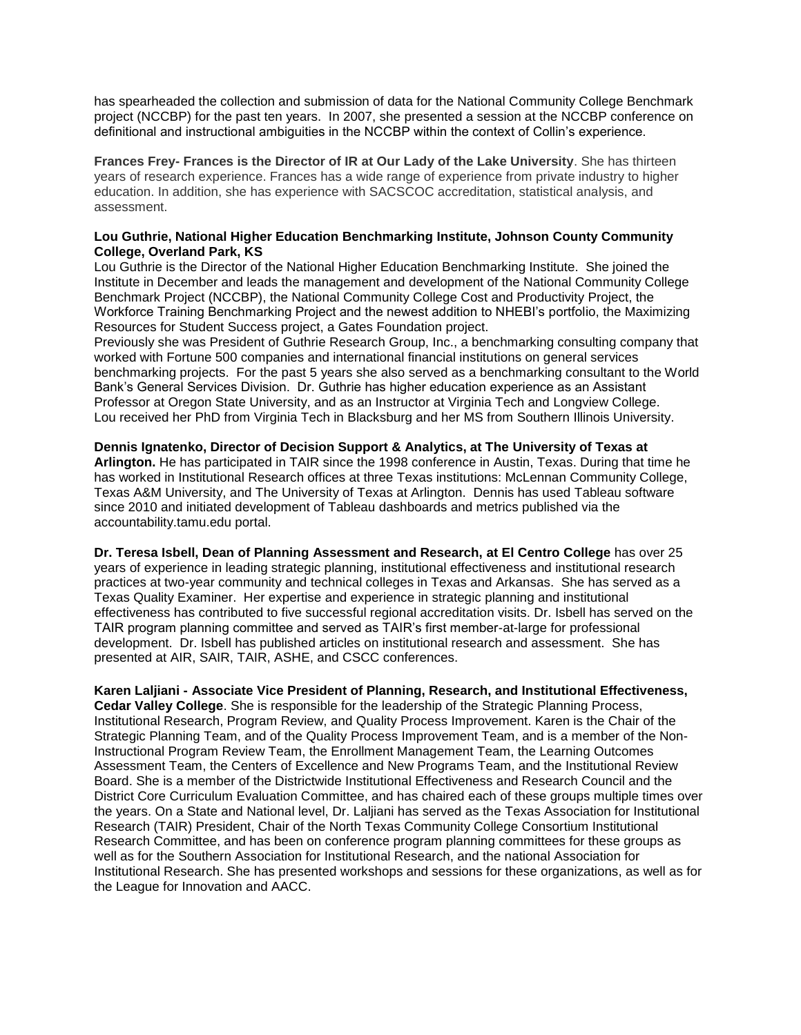has spearheaded the collection and submission of data for the National Community College Benchmark project (NCCBP) for the past ten years. In 2007, she presented a session at the NCCBP conference on definitional and instructional ambiguities in the NCCBP within the context of Collin's experience.

**Frances Frey- Frances is the Director of IR at Our Lady of the Lake University**. She has thirteen years of research experience. Frances has a wide range of experience from private industry to higher education. In addition, she has experience with SACSCOC accreditation, statistical analysis, and assessment.

**Lou Guthrie, National Higher Education Benchmarking Institute, Johnson County Community College, Overland Park, KS**
Lou Guthrie is the Director of the National Higher Education Benchmarking Institute. She joined the Institute in December and leads the management and development of the National Community College Benchmark Project (NCCBP), the National Community College Cost and Productivity Project, the Workforce Training Benchmarking Project and the newest addition to NHEBI's portfolio, the Maximizing Resources for Student Success project, a Gates Foundation project.
Previously she was President of Guthrie Research Group, Inc., a benchmarking consulting company that worked with Fortune 500 companies and international financial institutions on general services benchmarking projects. For the past 5 years she also served as a benchmarking consultant to the World Bank's General Services Division. Dr. Guthrie has higher education experience as an Assistant Professor at Oregon State University, and as an Instructor at Virginia Tech and Longview College.
Lou received her PhD from Virginia Tech in Blacksburg and her MS from Southern Illinois University.

**Dennis Ignatenko, Director of Decision Support & Analytics, at The University of Texas at Arlington.** He has participated in TAIR since the 1998 conference in Austin, Texas. During that time he has worked in Institutional Research offices at three Texas institutions: McLennan Community College, Texas A&M University, and The University of Texas at Arlington. Dennis has used Tableau software since 2010 and initiated development of Tableau dashboards and metrics published via the accountability.tamu.edu portal.

**Dr. Teresa Isbell, Dean of Planning Assessment and Research, at El Centro College** has over 25 years of experience in leading strategic planning, institutional effectiveness and institutional research practices at two-year community and technical colleges in Texas and Arkansas. She has served as a Texas Quality Examiner. Her expertise and experience in strategic planning and institutional effectiveness has contributed to five successful regional accreditation visits. Dr. Isbell has served on the TAIR program planning committee and served as TAIR's first member-at-large for professional development. Dr. Isbell has published articles on institutional research and assessment. She has presented at AIR, SAIR, TAIR, ASHE, and CSCC conferences.

**Karen Laljiani - Associate Vice President of Planning, Research, and Institutional Effectiveness, Cedar Valley College**. She is responsible for the leadership of the Strategic Planning Process, Institutional Research, Program Review, and Quality Process Improvement. Karen is the Chair of the Strategic Planning Team, and of the Quality Process Improvement Team, and is a member of the Non-Instructional Program Review Team, the Enrollment Management Team, the Learning Outcomes Assessment Team, the Centers of Excellence and New Programs Team, and the Institutional Review Board. She is a member of the Districtwide Institutional Effectiveness and Research Council and the District Core Curriculum Evaluation Committee, and has chaired each of these groups multiple times over the years. On a State and National level, Dr. Laljiani has served as the Texas Association for Institutional Research (TAIR) President, Chair of the North Texas Community College Consortium Institutional Research Committee, and has been on conference program planning committees for these groups as well as for the Southern Association for Institutional Research, and the national Association for Institutional Research. She has presented workshops and sessions for these organizations, as well as for the League for Innovation and AACC.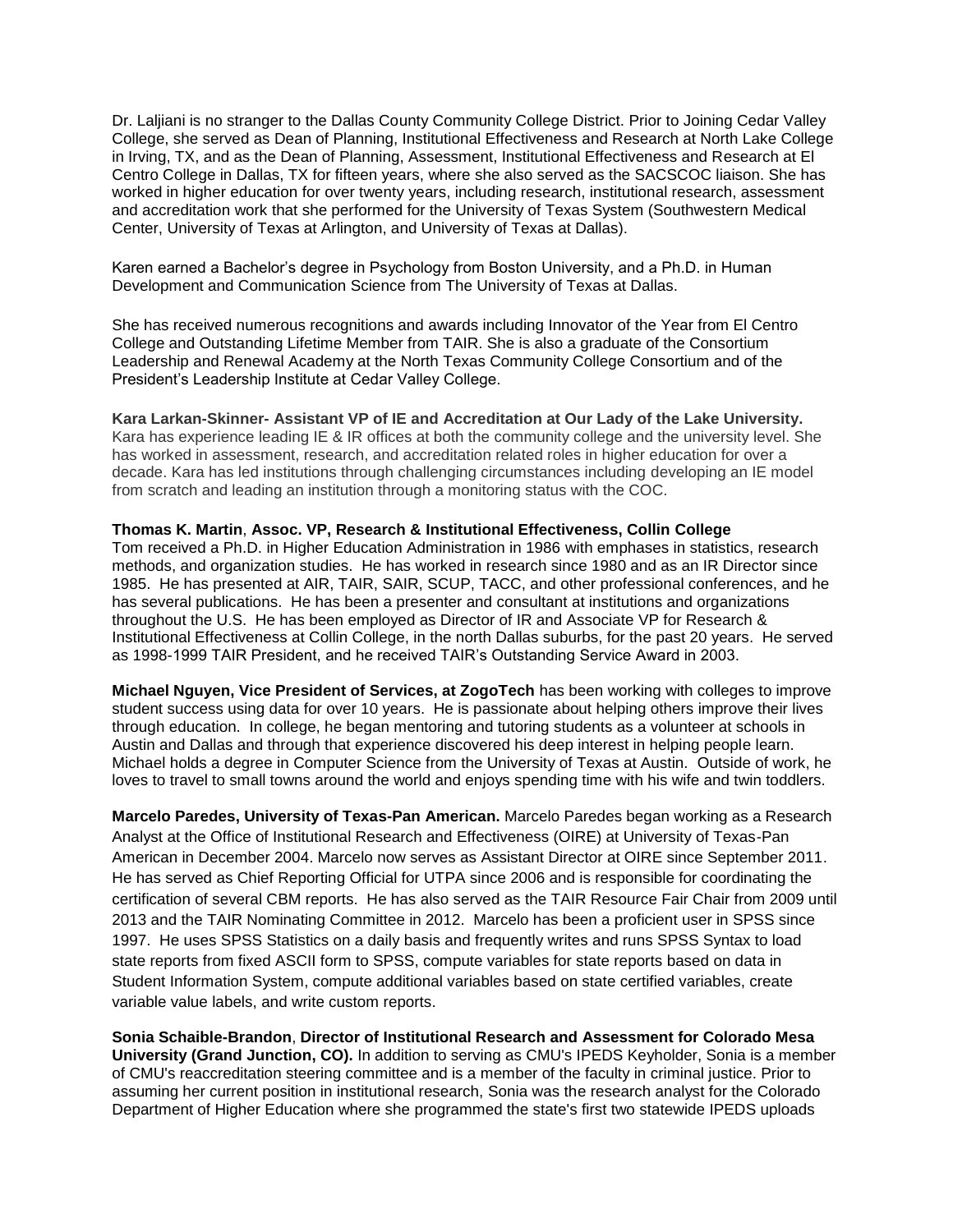Dr. Laljiani is no stranger to the Dallas County Community College District. Prior to Joining Cedar Valley College, she served as Dean of Planning, Institutional Effectiveness and Research at North Lake College in Irving, TX, and as the Dean of Planning, Assessment, Institutional Effectiveness and Research at El Centro College in Dallas, TX for fifteen years, where she also served as the SACSCOC liaison. She has worked in higher education for over twenty years, including research, institutional research, assessment and accreditation work that she performed for the University of Texas System (Southwestern Medical Center, University of Texas at Arlington, and University of Texas at Dallas).

Karen earned a Bachelor's degree in Psychology from Boston University, and a Ph.D. in Human Development and Communication Science from The University of Texas at Dallas.

She has received numerous recognitions and awards including Innovator of the Year from El Centro College and Outstanding Lifetime Member from TAIR. She is also a graduate of the Consortium Leadership and Renewal Academy at the North Texas Community College Consortium and of the President's Leadership Institute at Cedar Valley College.

**Kara Larkan-Skinner- Assistant VP of IE and Accreditation at Our Lady of the Lake University.** Kara has experience leading IE & IR offices at both the community college and the university level. She has worked in assessment, research, and accreditation related roles in higher education for over a decade. Kara has led institutions through challenging circumstances including developing an IE model from scratch and leading an institution through a monitoring status with the COC.

**Thomas K. Martin**, **Assoc. VP, Research & Institutional Effectiveness, Collin College**
Tom received a Ph.D. in Higher Education Administration in 1986 with emphases in statistics, research methods, and organization studies. He has worked in research since 1980 and as an IR Director since 1985. He has presented at AIR, TAIR, SAIR, SCUP, TACC, and other professional conferences, and he has several publications. He has been a presenter and consultant at institutions and organizations throughout the U.S. He has been employed as Director of IR and Associate VP for Research & Institutional Effectiveness at Collin College, in the north Dallas suburbs, for the past 20 years. He served as 1998-1999 TAIR President, and he received TAIR's Outstanding Service Award in 2003.

**Michael Nguyen, Vice President of Services, at ZogoTech** has been working with colleges to improve student success using data for over 10 years. He is passionate about helping others improve their lives through education. In college, he began mentoring and tutoring students as a volunteer at schools in Austin and Dallas and through that experience discovered his deep interest in helping people learn. Michael holds a degree in Computer Science from the University of Texas at Austin. Outside of work, he loves to travel to small towns around the world and enjoys spending time with his wife and twin toddlers.

**Marcelo Paredes, University of Texas-Pan American.** Marcelo Paredes began working as a Research Analyst at the Office of Institutional Research and Effectiveness (OIRE) at University of Texas-Pan American in December 2004. Marcelo now serves as Assistant Director at OIRE since September 2011. He has served as Chief Reporting Official for UTPA since 2006 and is responsible for coordinating the certification of several CBM reports. He has also served as the TAIR Resource Fair Chair from 2009 until 2013 and the TAIR Nominating Committee in 2012. Marcelo has been a proficient user in SPSS since 1997. He uses SPSS Statistics on a daily basis and frequently writes and runs SPSS Syntax to load state reports from fixed ASCII form to SPSS, compute variables for state reports based on data in Student Information System, compute additional variables based on state certified variables, create variable value labels, and write custom reports.

**Sonia Schaible-Brandon**, **Director of Institutional Research and Assessment for Colorado Mesa University (Grand Junction, CO).** In addition to serving as CMU's IPEDS Keyholder, Sonia is a member of CMU's reaccreditation steering committee and is a member of the faculty in criminal justice. Prior to assuming her current position in institutional research, Sonia was the research analyst for the Colorado Department of Higher Education where she programmed the state's first two statewide IPEDS uploads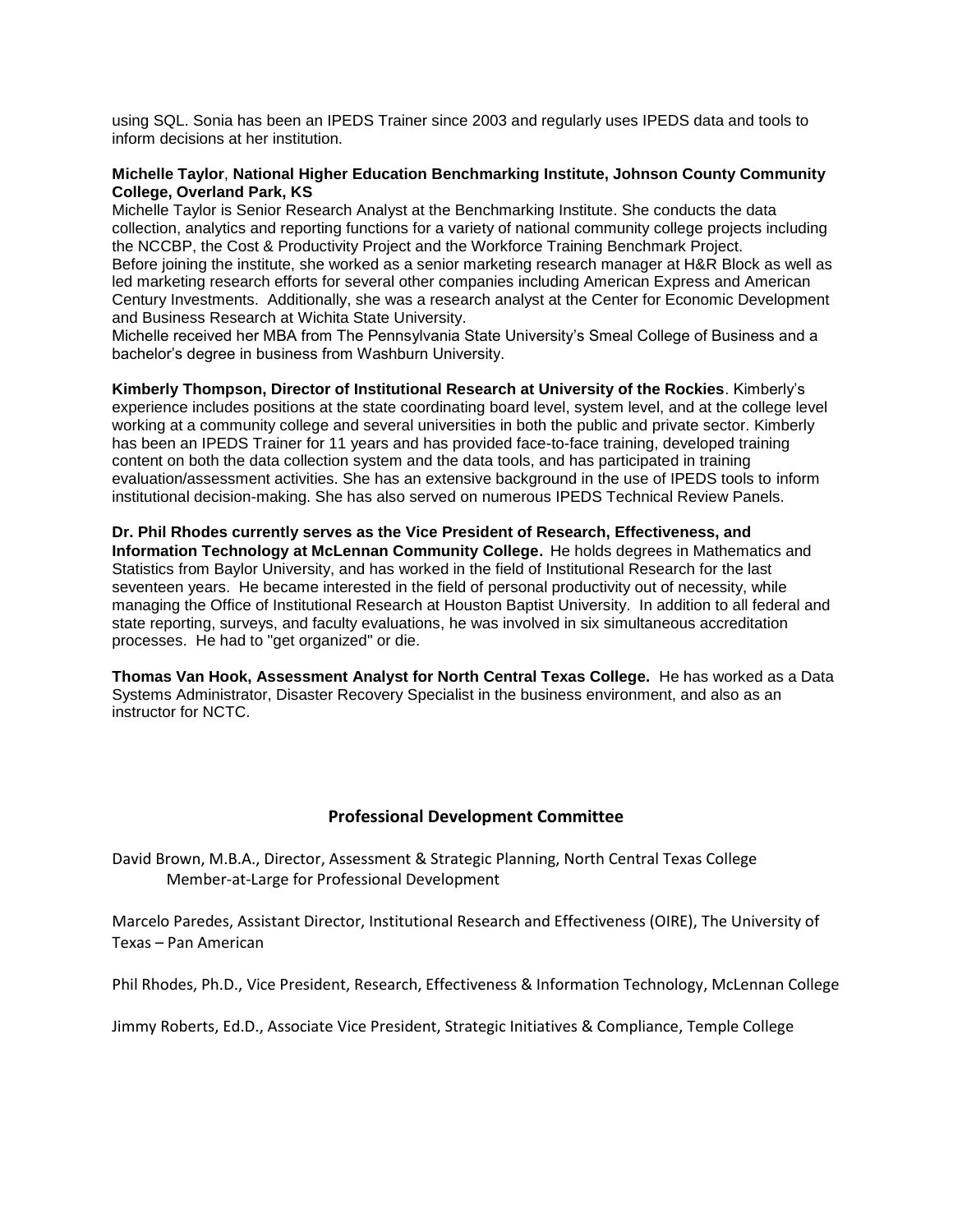using SQL. Sonia has been an IPEDS Trainer since 2003 and regularly uses IPEDS data and tools to inform decisions at her institution.

**Michelle Taylor**, **National Higher Education Benchmarking Institute, Johnson County Community College, Overland Park, KS**
Michelle Taylor is Senior Research Analyst at the Benchmarking Institute. She conducts the data collection, analytics and reporting functions for a variety of national community college projects including the NCCBP, the Cost & Productivity Project and the Workforce Training Benchmark Project.
Before joining the institute, she worked as a senior marketing research manager at H&R Block as well as led marketing research efforts for several other companies including American Express and American Century Investments. Additionally, she was a research analyst at the Center for Economic Development and Business Research at Wichita State University.
Michelle received her MBA from The Pennsylvania State University's Smeal College of Business and a bachelor's degree in business from Washburn University.

**Kimberly Thompson, Director of Institutional Research at University of the Rockies**. Kimberly's experience includes positions at the state coordinating board level, system level, and at the college level working at a community college and several universities in both the public and private sector. Kimberly has been an IPEDS Trainer for 11 years and has provided face-to-face training, developed training content on both the data collection system and the data tools, and has participated in training evaluation/assessment activities. She has an extensive background in the use of IPEDS tools to inform institutional decision-making. She has also served on numerous IPEDS Technical Review Panels.

**Dr. Phil Rhodes currently serves as the Vice President of Research, Effectiveness, and Information Technology at McLennan Community College.** He holds degrees in Mathematics and Statistics from Baylor University, and has worked in the field of Institutional Research for the last seventeen years. He became interested in the field of personal productivity out of necessity, while managing the Office of Institutional Research at Houston Baptist University. In addition to all federal and state reporting, surveys, and faculty evaluations, he was involved in six simultaneous accreditation processes. He had to "get organized" or die.

**Thomas Van Hook, Assessment Analyst for North Central Texas College.** He has worked as a Data Systems Administrator, Disaster Recovery Specialist in the business environment, and also as an instructor for NCTC.

## Professional Development Committee

David Brown, M.B.A., Director, Assessment & Strategic Planning, North Central Texas College
Member-at-Large for Professional Development

Marcelo Paredes, Assistant Director, Institutional Research and Effectiveness (OIRE), The University of Texas – Pan American

Phil Rhodes, Ph.D., Vice President, Research, Effectiveness & Information Technology, McLennan College

Jimmy Roberts, Ed.D., Associate Vice President, Strategic Initiatives & Compliance, Temple College